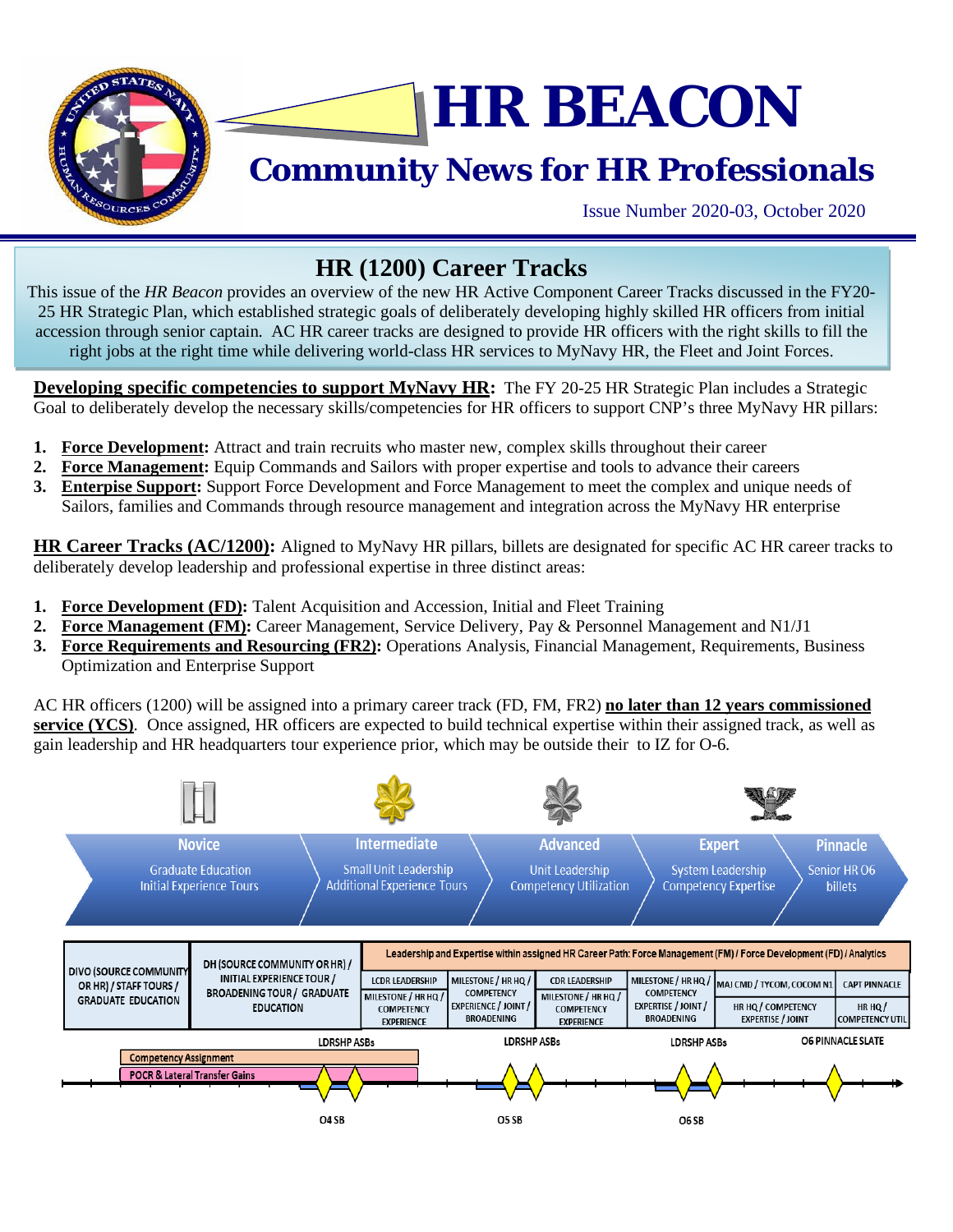# HR BEACON

## Community News for HR Professionals

Issue Number 2020-03, October 2020

## HR (1200) Career Tracks

This issue of the *HR Beacon* provides an overview of the new HR Active Component Career Tracks discussed in the FY20-25 HR Strategic Plan, which established strategic goals of deliberately developing highly skilled HR officers from initial accession through senior captain. AC HR career tracks are designed to provide HR officers with the right skills to fill the right jobs at the right time while delivering world-class HR services to MyNavy HR, the Fleet and Joint Forces.

**Developing specific competencies to support MyNavy HR:** The FY 20-25 HR Strategic Plan includes a Strategic Goal to deliberately develop the necessary skills/competencies for HR officers to support CNP's three MyNavy HR pillars:

1. **Force Development:** Attract and train recruits who master new, complex skills throughout their career
2. **Force Management:** Equip Commands and Sailors with proper expertise and tools to advance their careers
3. **Enterprise Support:** Support Force Development and Force Management to meet the complex and unique needs of Sailors, families and Commands through resource management and integration across the MyNavy HR enterprise

**HR Career Tracks (AC/1200):** Aligned to MyNavy HR pillars, billets are designated for specific AC HR career tracks to deliberately develop leadership and professional expertise in three distinct areas:

1. **Force Development (FD):** Talent Acquisition and Accession, Initial and Fleet Training
2. **Force Management (FM):** Career Management, Service Delivery, Pay & Personnel Management and N1/J1
3. **Force Requirements and Resourcing (FR2):** Operations Analysis, Financial Management, Requirements, Business Optimization and Enterprise Support

AC HR officers (1200) will be assigned into a primary career track (FD, FM, FR2) **no later than 12 years commissioned service (YCS)**. Once assigned, HR officers are expected to build technical expertise within their assigned track, as well as gain leadership and HR headquarters tour experience prior, which may be outside their to IZ for O-6.

| Novice | Intermediate | Advanced | Expert | Pinnacle |
|---|---|---|---|---|
| Graduate Education, Initial Experience Tours | Small Unit Leadership, Additional Experience Tours | Unit Leadership, Competency Utilization | System Leadership, Competency Expertise | Senior HR O6 billets |

| DIVO (SOURCE COMMUNITY OR HR) / STAFF TOURS / GRADUATE EDUCATION | DH (SOURCE COMMUNITY OR HR) / INITIAL EXPERIENCE TOUR / BROADENING TOUR / GRADUATE EDUCATION | Leadership and Expertise within assigned HR Career Path: Force Management (FM) / Force Development (FD) / Analytics | | | | | |
|---|---|---|---|---|---|---|---|
| | | LCDR LEADERSHIP | MILESTONE / HR HQ / COMPETENCY | CDR LEADERSHIP | MILESTONE / HR HQ / COMPETENCY | MAJ CMD / TYCOM, COCOM N1 | CAPT PINNACLE |
| | | MILESTONE / HR HQ / COMPETENCY EXPERIENCE | EXPERIENCE / JOINT / BROADENING | MILESTONE / HR HQ / COMPETENCY EXPERIENCE | EXPERTISE / JOINT / BROADENING | HR HQ / COMPETENCY EXPERTISE / JOINT | HR HQ / COMPETENCY UTIL |

Competency Assignment

POCR & Lateral Transfer Gains

LDRSHP ASBs — LDRSHP ASBs — LDRSHP ASBs — O6 PINNACLE SLATE

O4 SB — O5 SB — O6 SB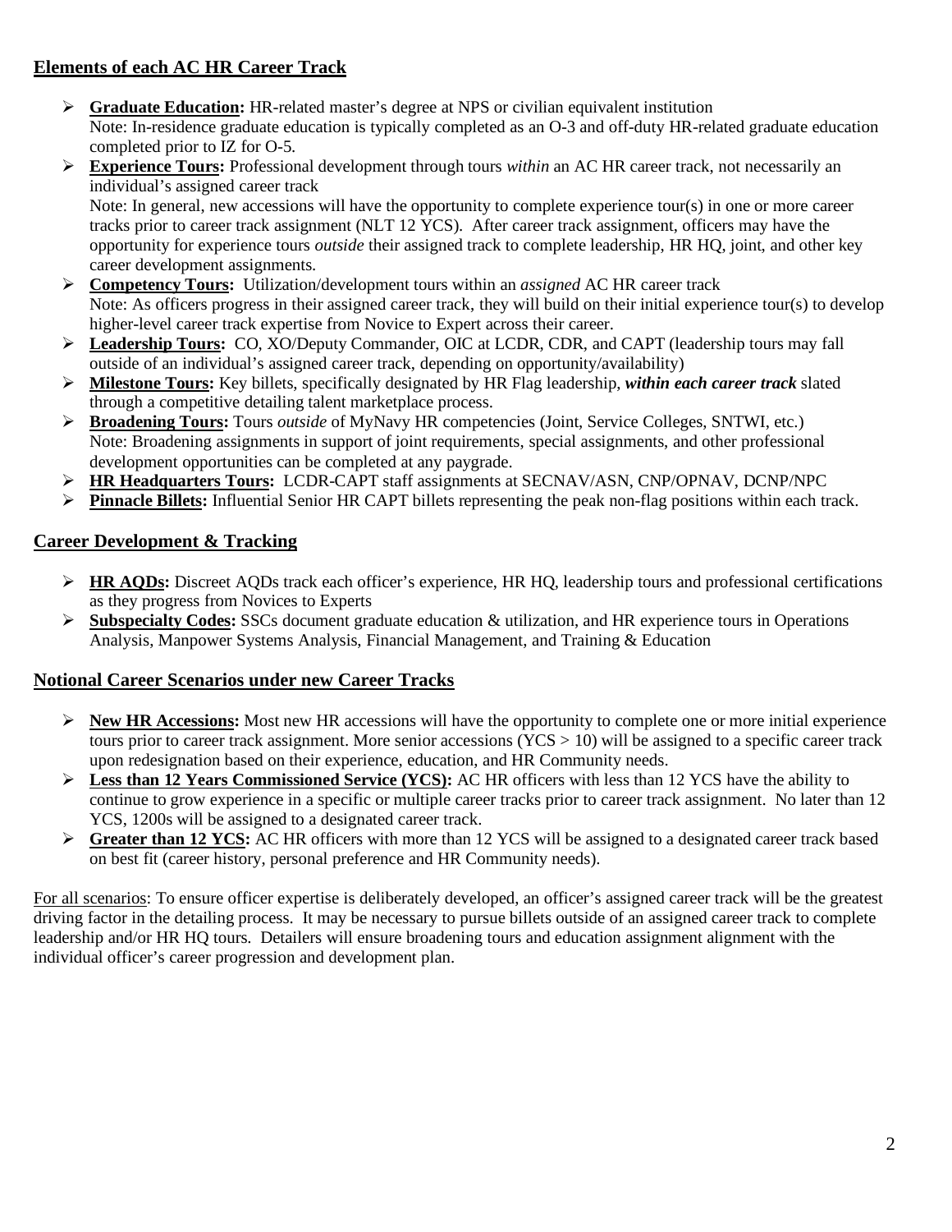## Elements of each AC HR Career Track

- **Graduate Education:** HR-related master's degree at NPS or civilian equivalent institution
  Note: In-residence graduate education is typically completed as an O-3 and off-duty HR-related graduate education completed prior to IZ for O-5.
- **Experience Tours:** Professional development through tours *within* an AC HR career track, not necessarily an individual's assigned career track
  Note: In general, new accessions will have the opportunity to complete experience tour(s) in one or more career tracks prior to career track assignment (NLT 12 YCS). After career track assignment, officers may have the opportunity for experience tours *outside* their assigned track to complete leadership, HR HQ, joint, and other key career development assignments.
- **Competency Tours:** Utilization/development tours within an *assigned* AC HR career track
  Note: As officers progress in their assigned career track, they will build on their initial experience tour(s) to develop higher-level career track expertise from Novice to Expert across their career.
- **Leadership Tours:** CO, XO/Deputy Commander, OIC at LCDR, CDR, and CAPT (leadership tours may fall outside of an individual's assigned career track, depending on opportunity/availability)
- **Milestone Tours:** Key billets, specifically designated by HR Flag leadership, ***within each career track*** slated through a competitive detailing talent marketplace process.
- **Broadening Tours:** Tours *outside* of MyNavy HR competencies (Joint, Service Colleges, SNTWI, etc.)
  Note: Broadening assignments in support of joint requirements, special assignments, and other professional development opportunities can be completed at any paygrade.
- **HR Headquarters Tours:** LCDR-CAPT staff assignments at SECNAV/ASN, CNP/OPNAV, DCNP/NPC
- **Pinnacle Billets:** Influential Senior HR CAPT billets representing the peak non-flag positions within each track.

## Career Development & Tracking

- **HR AQDs:** Discreet AQDs track each officer's experience, HR HQ, leadership tours and professional certifications as they progress from Novices to Experts
- **Subspecialty Codes:** SSCs document graduate education & utilization, and HR experience tours in Operations Analysis, Manpower Systems Analysis, Financial Management, and Training & Education

## Notional Career Scenarios under new Career Tracks

- **New HR Accessions:** Most new HR accessions will have the opportunity to complete one or more initial experience tours prior to career track assignment. More senior accessions (YCS > 10) will be assigned to a specific career track upon redesignation based on their experience, education, and HR Community needs.
- **Less than 12 Years Commissioned Service (YCS):** AC HR officers with less than 12 YCS have the ability to continue to grow experience in a specific or multiple career tracks prior to career track assignment. No later than 12 YCS, 1200s will be assigned to a designated career track.
- **Greater than 12 YCS:** AC HR officers with more than 12 YCS will be assigned to a designated career track based on best fit (career history, personal preference and HR Community needs).

For all scenarios: To ensure officer expertise is deliberately developed, an officer's assigned career track will be the greatest driving factor in the detailing process. It may be necessary to pursue billets outside of an assigned career track to complete leadership and/or HR HQ tours. Detailers will ensure broadening tours and education assignment alignment with the individual officer's career progression and development plan.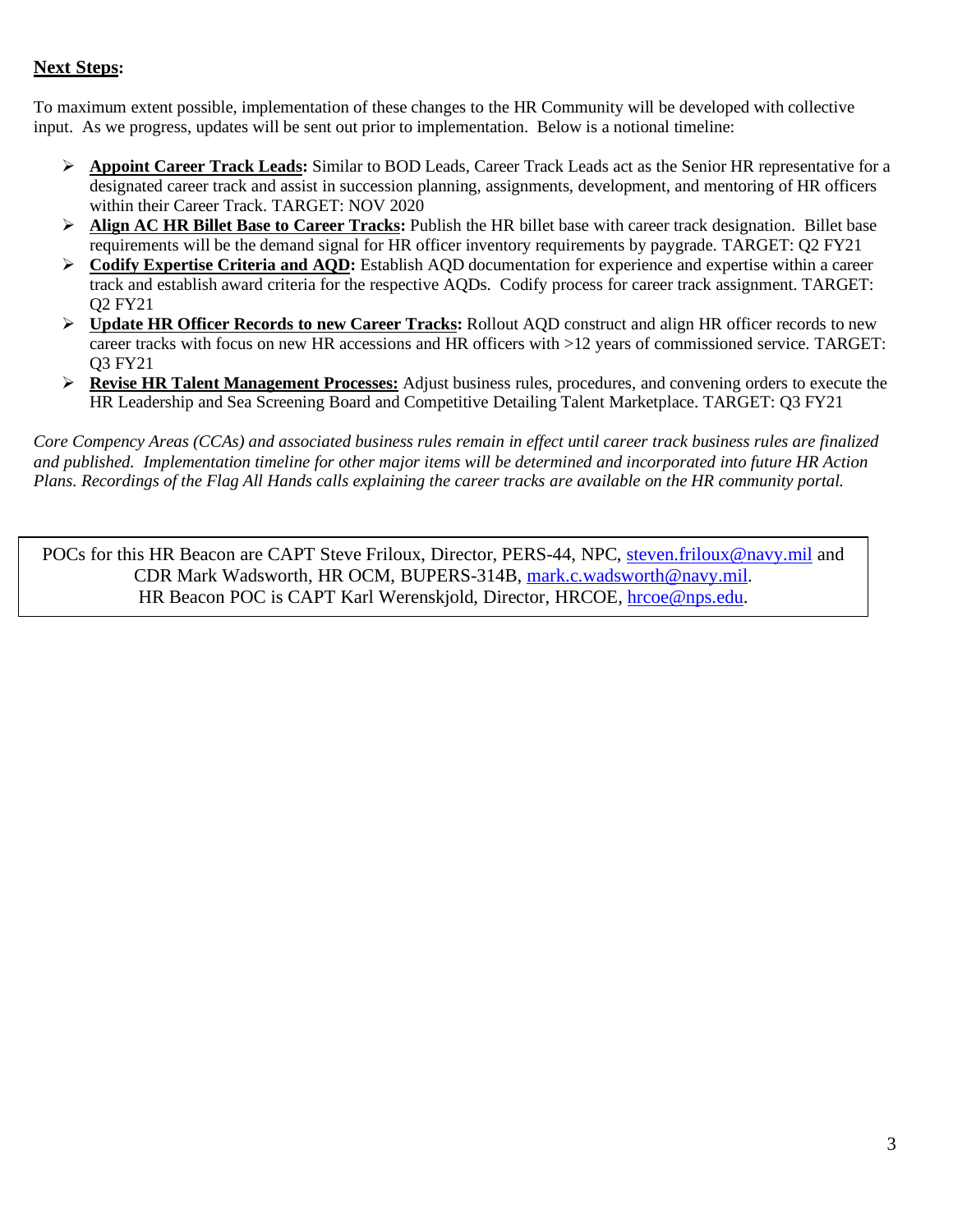**<u>Next Steps</u>:**

To maximum extent possible, implementation of these changes to the HR Community will be developed with collective input. As we progress, updates will be sent out prior to implementation. Below is a notional timeline:

- **<u>Appoint Career Track Leads</u>:** Similar to BOD Leads, Career Track Leads act as the Senior HR representative for a designated career track and assist in succession planning, assignments, development, and mentoring of HR officers within their Career Track. TARGET: NOV 2020
- **<u>Align AC HR Billet Base to Career Tracks</u>:** Publish the HR billet base with career track designation. Billet base requirements will be the demand signal for HR officer inventory requirements by paygrade. TARGET: Q2 FY21
- **<u>Codify Expertise Criteria and AQD</u>:** Establish AQD documentation for experience and expertise within a career track and establish award criteria for the respective AQDs. Codify process for career track assignment. TARGET: Q2 FY21
- **<u>Update HR Officer Records to new Career Tracks</u>:** Rollout AQD construct and align HR officer records to new career tracks with focus on new HR accessions and HR officers with >12 years of commissioned service. TARGET: Q3 FY21
- **<u>Revise HR Talent Management Processes:</u>** Adjust business rules, procedures, and convening orders to execute the HR Leadership and Sea Screening Board and Competitive Detailing Talent Marketplace. TARGET: Q3 FY21

*Core Compency Areas (CCAs) and associated business rules remain in effect until career track business rules are finalized and published. Implementation timeline for other major items will be determined and incorporated into future HR Action Plans. Recordings of the Flag All Hands calls explaining the career tracks are available on the HR community portal.*

POCs for this HR Beacon are CAPT Steve Friloux, Director, PERS-44, NPC, steven.friloux@navy.mil and CDR Mark Wadsworth, HR OCM, BUPERS-314B, mark.c.wadsworth@navy.mil.
HR Beacon POC is CAPT Karl Werenskjold, Director, HRCOE, hrcoe@nps.edu.